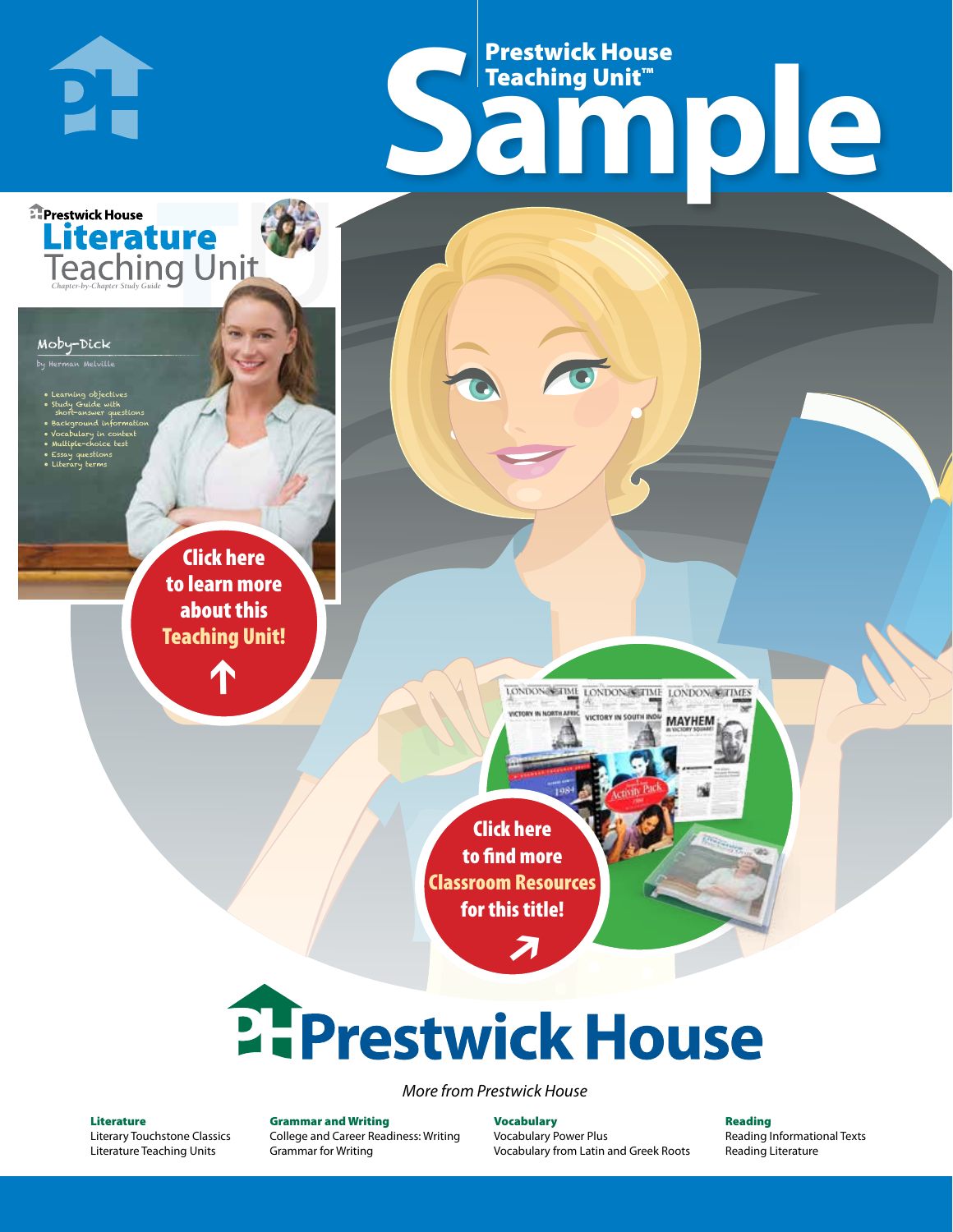# Prestwick House Teaching Unit™ Sample

Prestwick House

# Literature Teaching Unit

*Chapter-by-Chapter Study Guide*

## Moby-Dick

by Herman Melville

- Learning objectives
- Study Guide with short-answer questions
- Background information
- Vocabulary in context
- Multiple-choice test
- Essay questions
- Literary terms

**Click here to learn more about this Teaching Unit!**

**Click here to find more Classroom Resources for this title!**

# Prestwick House

*More from Prestwick House*

**Literature**
Literary Touchstone Classics
Literature Teaching Units

**Grammar and Writing**
College and Career Readiness: Writing
Grammar for Writing

**Vocabulary**
Vocabulary Power Plus
Vocabulary from Latin and Greek Roots

**Reading**
Reading Informational Texts
Reading Literature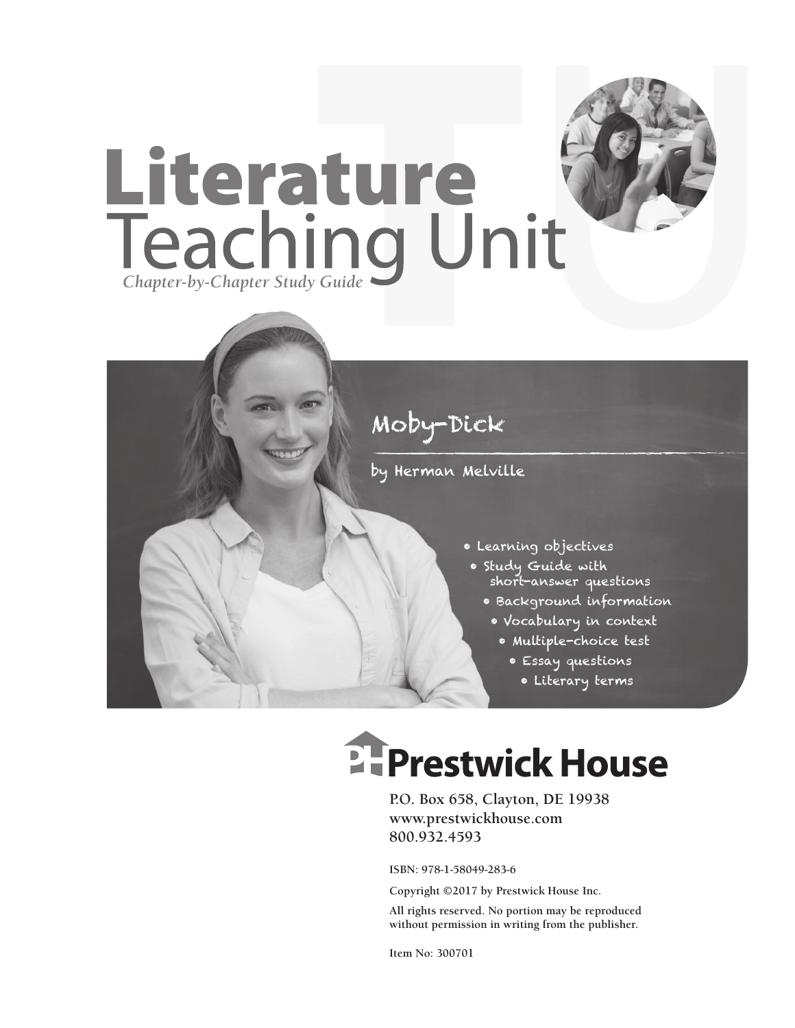# Literature Teaching Unit

*Chapter-by-Chapter Study Guide*

## Moby-Dick

by Herman Melville

- Learning objectives
- Study Guide with short-answer questions
- Background information
- Vocabulary in context
- Multiple-choice test
- Essay questions
- Literary terms

**Prestwick House**

P.O. Box 658, Clayton, DE 19938
www.prestwickhouse.com
800.932.4593

ISBN: 978-1-58049-283-6

Copyright ©2017 by Prestwick House Inc.

All rights reserved. No portion may be reproduced without permission in writing from the publisher.

Item No: 300701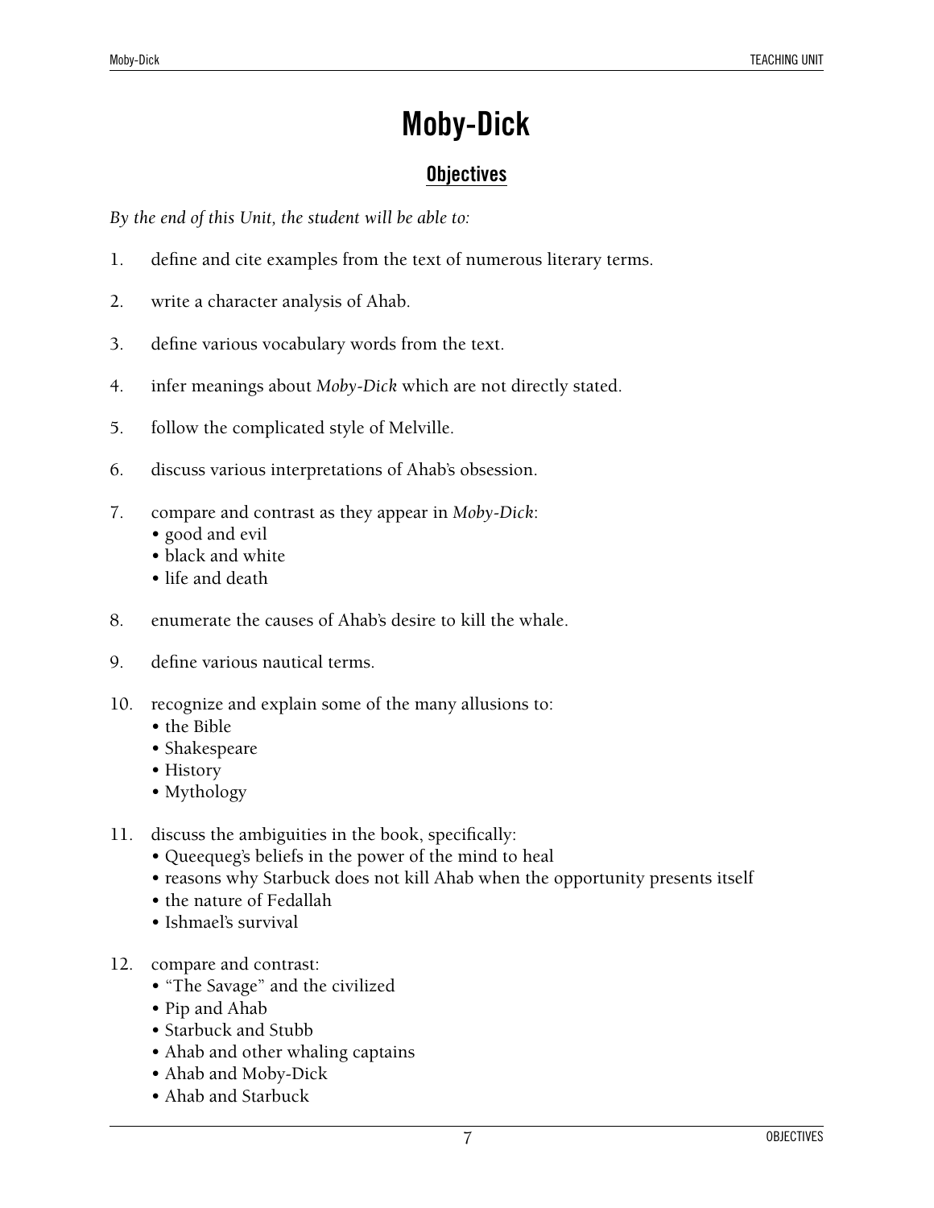# Moby-Dick

## Objectives

*By the end of this Unit, the student will be able to:*

1. define and cite examples from the text of numerous literary terms.

2. write a character analysis of Ahab.

3. define various vocabulary words from the text.

4. infer meanings about *Moby-Dick* which are not directly stated.

5. follow the complicated style of Melville.

6. discuss various interpretations of Ahab's obsession.

7. compare and contrast as they appear in *Moby-Dick*:
   - good and evil
   - black and white
   - life and death

8. enumerate the causes of Ahab's desire to kill the whale.

9. define various nautical terms.

10. recognize and explain some of the many allusions to:
    - the Bible
    - Shakespeare
    - History
    - Mythology

11. discuss the ambiguities in the book, specifically:
    - Queequeg's beliefs in the power of the mind to heal
    - reasons why Starbuck does not kill Ahab when the opportunity presents itself
    - the nature of Fedallah
    - Ishmael's survival

12. compare and contrast:
    - "The Savage" and the civilized
    - Pip and Ahab
    - Starbuck and Stubb
    - Ahab and other whaling captains
    - Ahab and Moby-Dick
    - Ahab and Starbuck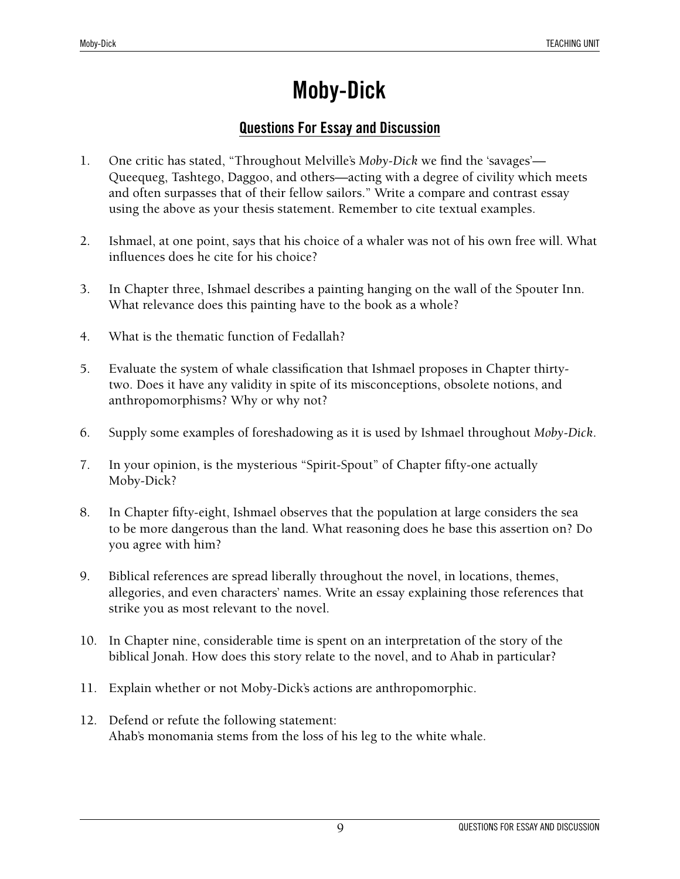# Moby-Dick

## Questions For Essay and Discussion

1. One critic has stated, "Throughout Melville's *Moby-Dick* we find the 'savages'—Queequeg, Tashtego, Daggoo, and others—acting with a degree of civility which meets and often surpasses that of their fellow sailors." Write a compare and contrast essay using the above as your thesis statement. Remember to cite textual examples.

2. Ishmael, at one point, says that his choice of a whaler was not of his own free will. What influences does he cite for his choice?

3. In Chapter three, Ishmael describes a painting hanging on the wall of the Spouter Inn. What relevance does this painting have to the book as a whole?

4. What is the thematic function of Fedallah?

5. Evaluate the system of whale classification that Ishmael proposes in Chapter thirty-two. Does it have any validity in spite of its misconceptions, obsolete notions, and anthropomorphisms? Why or why not?

6. Supply some examples of foreshadowing as it is used by Ishmael throughout *Moby-Dick*.

7. In your opinion, is the mysterious "Spirit-Spout" of Chapter fifty-one actually Moby-Dick?

8. In Chapter fifty-eight, Ishmael observes that the population at large considers the sea to be more dangerous than the land. What reasoning does he base this assertion on? Do you agree with him?

9. Biblical references are spread liberally throughout the novel, in locations, themes, allegories, and even characters' names. Write an essay explaining those references that strike you as most relevant to the novel.

10. In Chapter nine, considerable time is spent on an interpretation of the story of the biblical Jonah. How does this story relate to the novel, and to Ahab in particular?

11. Explain whether or not Moby-Dick's actions are anthropomorphic.

12. Defend or refute the following statement:
    Ahab's monomania stems from the loss of his leg to the white whale.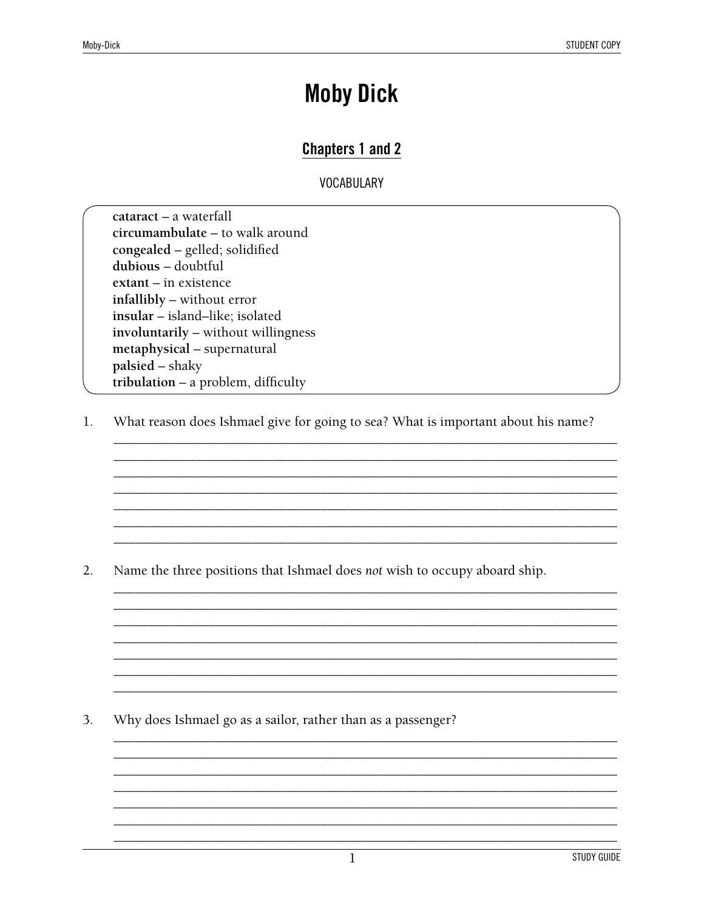# Moby Dick

## Chapters 1 and 2

VOCABULARY

**cataract** – a waterfall
**circumambulate** – to walk around
**congealed** – gelled; solidified
**dubious** – doubtful
**extant** – in existence
**infallibly** – without error
**insular** – island–like; isolated
**involuntarily** – without willingness
**metaphysical** – supernatural
**palsied** – shaky
**tribulation** – a problem, difficulty

1. What reason does Ishmael give for going to sea? What is important about his name?

_______________________________________________________________________________
_______________________________________________________________________________
_______________________________________________________________________________
_______________________________________________________________________________
_______________________________________________________________________________
_______________________________________________________________________________
_______________________________________________________________________________

2. Name the three positions that Ishmael does *not* wish to occupy aboard ship.

_______________________________________________________________________________
_______________________________________________________________________________
_______________________________________________________________________________
_______________________________________________________________________________
_______________________________________________________________________________
_______________________________________________________________________________
_______________________________________________________________________________

3. Why does Ishmael go as a sailor, rather than as a passenger?

_______________________________________________________________________________
_______________________________________________________________________________
_______________________________________________________________________________
_______________________________________________________________________________
_______________________________________________________________________________
_______________________________________________________________________________
_______________________________________________________________________________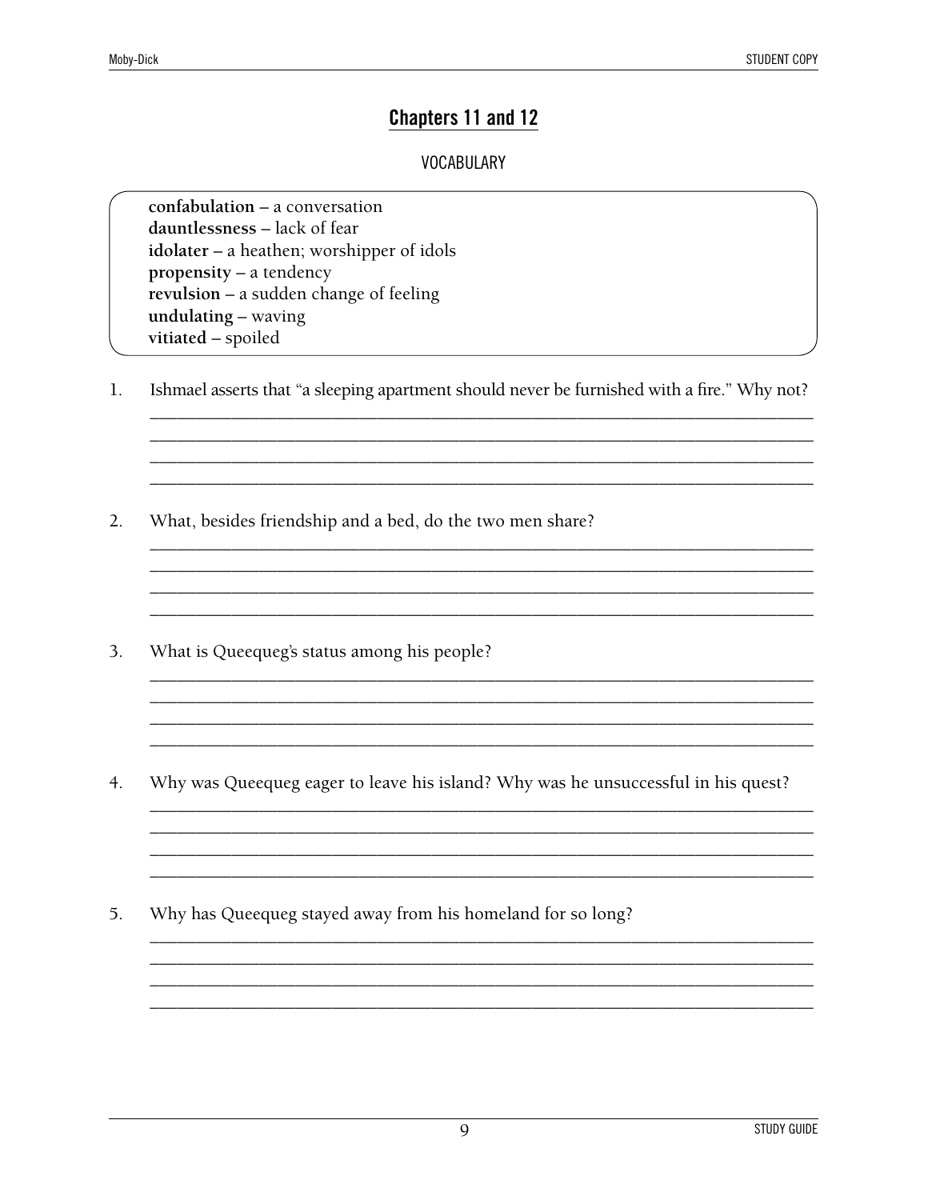# Chapters 11 and 12

## VOCABULARY

**confabulation** – a conversation
**dauntlessness** – lack of fear
**idolater** – a heathen; worshipper of idols
**propensity** – a tendency
**revulsion** – a sudden change of feeling
**undulating** – waving
**vitiated** – spoiled

1. Ishmael asserts that "a sleeping apartment should never be furnished with a fire." Why not?

_______________________________________________________________________________
_______________________________________________________________________________
_______________________________________________________________________________
_______________________________________________________________________________

2. What, besides friendship and a bed, do the two men share?

_______________________________________________________________________________
_______________________________________________________________________________
_______________________________________________________________________________
_______________________________________________________________________________

3. What is Queequeg's status among his people?

_______________________________________________________________________________
_______________________________________________________________________________
_______________________________________________________________________________
_______________________________________________________________________________

4. Why was Queequeg eager to leave his island? Why was he unsuccessful in his quest?

_______________________________________________________________________________
_______________________________________________________________________________
_______________________________________________________________________________
_______________________________________________________________________________

5. Why has Queequeg stayed away from his homeland for so long?

_______________________________________________________________________________
_______________________________________________________________________________
_______________________________________________________________________________
_______________________________________________________________________________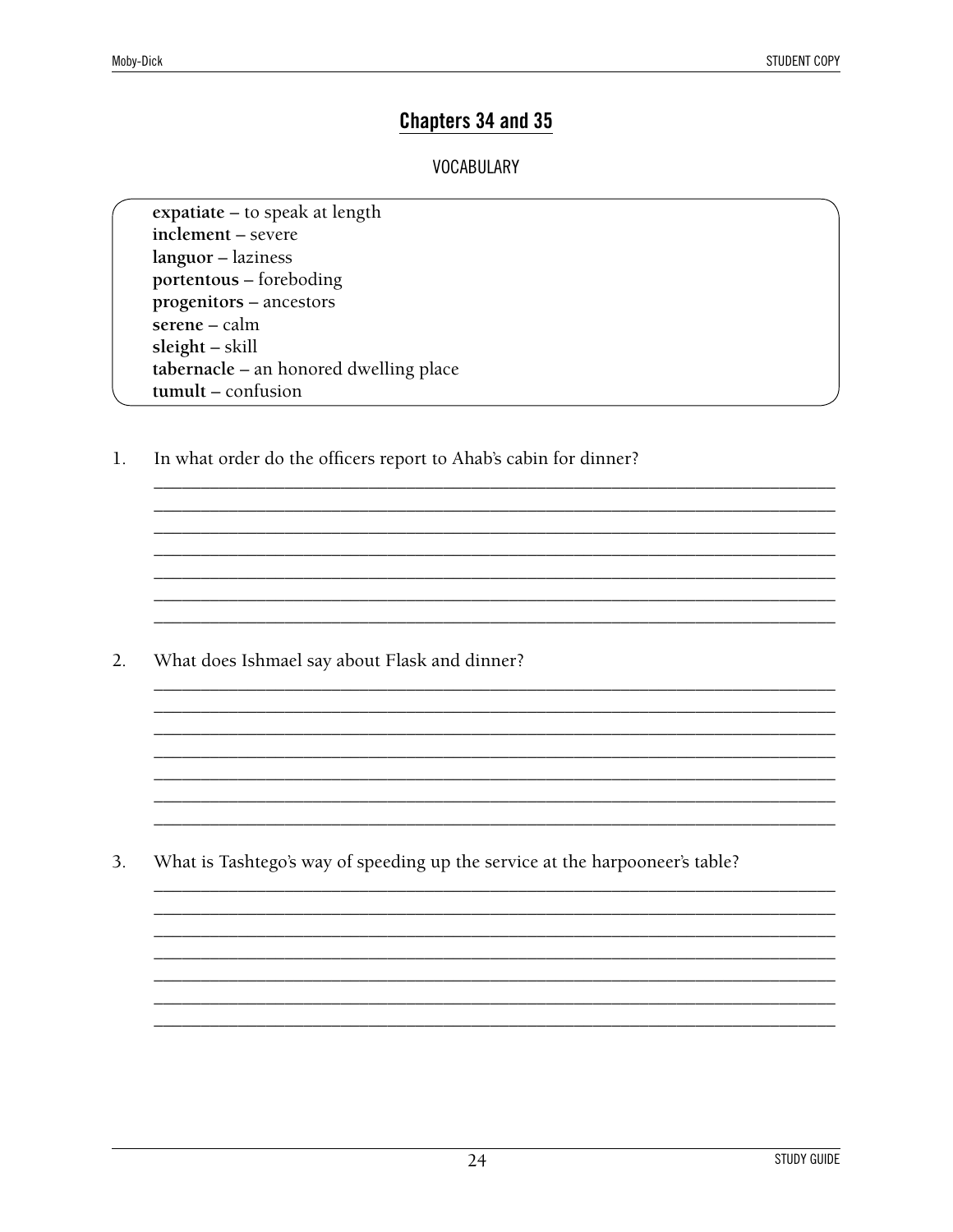## Chapters 34 and 35

VOCABULARY

**expatiate** – to speak at length
**inclement** – severe
**languor** – laziness
**portentous** – foreboding
**progenitors** – ancestors
**serene** – calm
**sleight** – skill
**tabernacle** – an honored dwelling place
**tumult** – confusion

1. In what order do the officers report to Ahab's cabin for dinner?

_______________________________________________________________________________
_______________________________________________________________________________
_______________________________________________________________________________
_______________________________________________________________________________
_______________________________________________________________________________
_______________________________________________________________________________
_______________________________________________________________________________

2. What does Ishmael say about Flask and dinner?

_______________________________________________________________________________
_______________________________________________________________________________
_______________________________________________________________________________
_______________________________________________________________________________
_______________________________________________________________________________
_______________________________________________________________________________
_______________________________________________________________________________

3. What is Tashtego's way of speeding up the service at the harpooneer's table?

_______________________________________________________________________________
_______________________________________________________________________________
_______________________________________________________________________________
_______________________________________________________________________________
_______________________________________________________________________________
_______________________________________________________________________________
_______________________________________________________________________________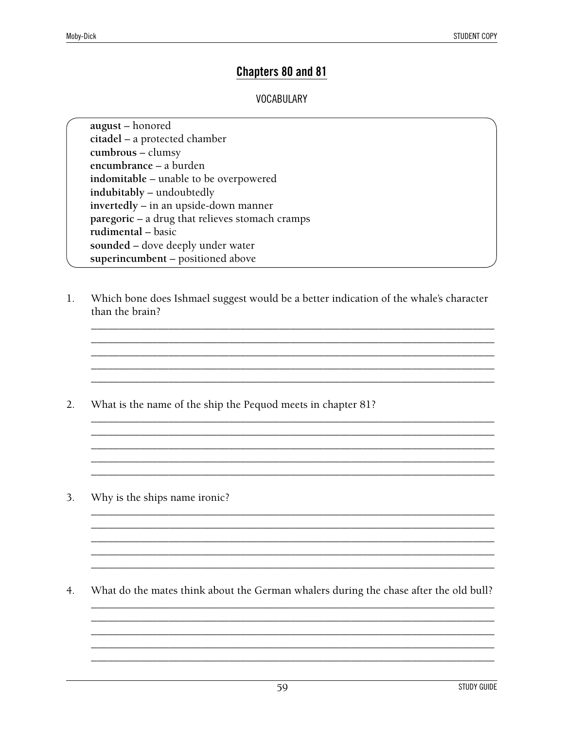## Chapters 80 and 81

VOCABULARY

**august** – honored
**citadel** – a protected chamber
**cumbrous** – clumsy
**encumbrance** – a burden
**indomitable** – unable to be overpowered
**indubitably** – undoubtedly
**invertedly** – in an upside-down manner
**paregoric** – a drug that relieves stomach cramps
**rudimental** – basic
**sounded** – dove deeply under water
**superincumbent** – positioned above

1. Which bone does Ishmael suggest would be a better indication of the whale's character than the brain?

_____________________________________________________________________________
_____________________________________________________________________________
_____________________________________________________________________________
_____________________________________________________________________________
_____________________________________________________________________________

2. What is the name of the ship the Pequod meets in chapter 81?

_____________________________________________________________________________
_____________________________________________________________________________
_____________________________________________________________________________
_____________________________________________________________________________
_____________________________________________________________________________

3. Why is the ships name ironic?

_____________________________________________________________________________
_____________________________________________________________________________
_____________________________________________________________________________
_____________________________________________________________________________
_____________________________________________________________________________

4. What do the mates think about the German whalers during the chase after the old bull?

_____________________________________________________________________________
_____________________________________________________________________________
_____________________________________________________________________________
_____________________________________________________________________________
_____________________________________________________________________________